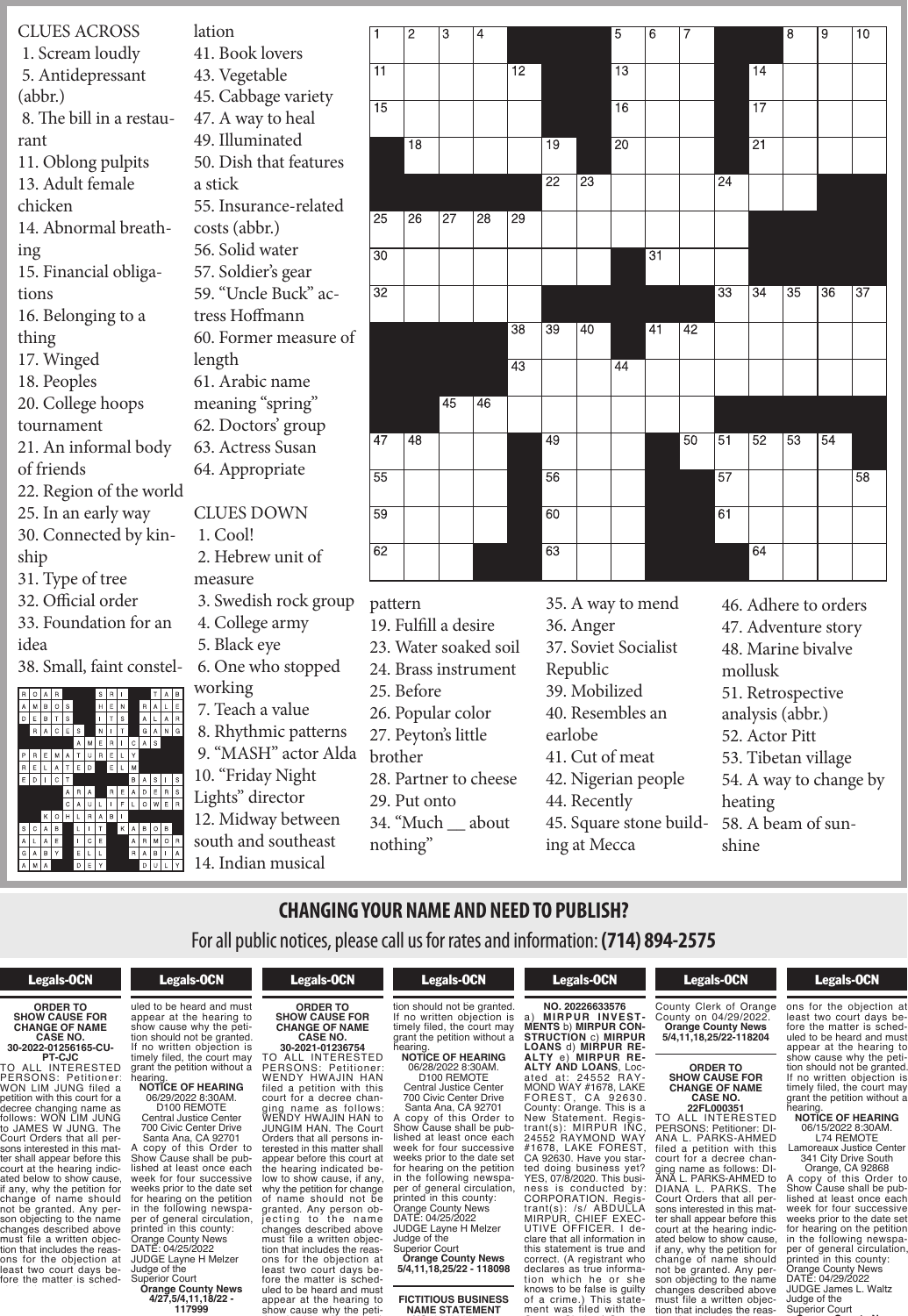## CLUES ACROSS

1. Scream loudly
5. Antidepressant (abbr.)
8. The bill in a restaurant
11. Oblong pulpits
13. Adult female chicken
14. Abnormal breathing
15. Financial obligations
16. Belonging to a thing
17. Winged
18. Peoples
20. College hoops tournament
21. An informal body of friends
22. Region of the world
25. In an early way
30. Connected by kinship
31. Type of tree
32. Official order
33. Foundation for an idea
38. Small, faint constellation
41. Book lovers
43. Vegetable
45. Cabbage variety
47. A way to heal
49. Illuminated
50. Dish that features a stick
55. Insurance-related costs (abbr.)
56. Solid water
57. Soldier's gear
59. "Uncle Buck" actress Hoffmann
60. Former measure of length
61. Arabic name meaning "spring"
62. Doctors' group
63. Actress Susan
64. Appropriate

## CLUES DOWN

1. Cool!
2. Hebrew unit of measure
3. Swedish rock group
4. College army
5. Black eye
6. One who stopped working
7. Teach a value
8. Rhythmic patterns
9. "MASH" actor Alda
10. "Friday Night Lights" director
12. Midway between south and southeast
14. Indian musical pattern
19. Fulfill a desire
23. Water soaked soil
24. Brass instrument
25. Before
26. Popular color
27. Peyton's little brother
28. Partner to cheese
29. Put onto
34. "Much __ about nothing"
35. A way to mend
36. Anger
37. Soviet Socialist Republic
39. Mobilized
40. Resembles an earlobe
41. Cut of meat
42. Nigerian people
44. Recently
45. Square stone building at Mecca
46. Adhere to orders
47. Adventure story
48. Marine bivalve mollusk
51. Retrospective analysis (abbr.)
52. Actor Pitt
53. Tibetan village
54. A way to change by heating
58. A beam of sunshine

## Solution

```
ROAR  SRI  TAB
AMBOS HEN  RALE
DEBTS ITS  ALAR
 RACES NIT GANG
     AMERICAS
PREMATURELY
RELATED ELM
EDICT      BASIS
    ARA READERS
    CAULIFLOWER
  KOHLRABI
SCAB LIT KABOB
ALAE ICE ARMOR
GABY ELL RABIA
AMA  DEY  DULY
```

# CHANGING YOUR NAME AND NEED TO PUBLISH?

For all public notices, please call us for rates and information: **(714) 894-2575**

## Legals-OCN

**ORDER TO SHOW CAUSE FOR CHANGE OF NAME**
**CASE NO. 30-2022-01256165-CU-PT-CJC**

TO ALL INTERESTED PERSONS: Petitioner: WON LIM JUNG filed a petition with this court for a decree changing name as follows: WON LIM JUNG to JAMES W JUNG. The Court Orders that all persons interested in this matter shall appear before this court at the hearing indicated below to show cause, if any, why the petition for change of name should not be granted. Any person objecting to the name changes described above must file a written objection that includes the reasons for the objection at least two court days before the matter is scheduled to be heard and must appear at the hearing to show cause why the petition should not be granted. If no written objection is timely filed, the court may grant the petition without a hearing.

**NOTICE OF HEARING**
06/29/2022 8:30AM.
D100 REMOTE
Central Justice Center
700 Civic Center Drive
Santa Ana, CA 92701

A copy of this Order to Show Cause shall be published at least once each week for four successive weeks prior to the date set for hearing on the petition in the following newspaper of general circulation, printed in this county: Orange County News
DATE: 04/25/2022
JUDGE Layne H Melzer
Judge of the Superior Court
**Orange County News 4/27,5/4,11,18/22 - 117999**

## Legals-OCN

**ORDER TO SHOW CAUSE FOR CHANGE OF NAME**
**CASE NO. 30-2021-01236754**

TO ALL INTERESTED PERSONS: Petitioner: WENDY HWAJIN HAN filed a petition with this court for a decree changing name as follows: WENDY HWAJIN HAN to JUNGIM HAN. The Court Orders that all persons interested in this matter shall appear before this court at the hearing indicated below to show cause, if any, why the petition for change of name should not be granted. Any person objecting to the name changes described above must file a written objection that includes the reasons for the objection at least two court days before the matter is scheduled to be heard and must appear at the hearing to show cause why the petition should not be granted. If no written objection is timely filed, the court may grant the petition without a hearing.

**NOTICE OF HEARING**
06/28/2022 8:30AM.
D100 REMOTE
Central Justice Center
700 Civic Center Drive
Santa Ana, CA 92701

A copy of this Order to Show Cause shall be published at least once each week for four successive weeks prior to the date set for hearing on the petition in the following newspaper of general circulation, printed in this county: Orange County News
DATE: 04/25/2022
JUDGE Layne H Melzer
Judge of the Superior Court
**Orange County News 5/4,11,18,25/22 - 118098**

**FICTITIOUS BUSINESS NAME STATEMENT**

## Legals-OCN

**NO. 20226633576**

a) **MIRPUR INVESTMENTS** b) **MIRPUR CONSTRUCTION** c) **MIRPUR LOANS** d) **MIRPUR REALTY AND LOANS**, Located at: 24552 RAYMOND WAY #1678, LAKE FOREST, CA 92630. County: Orange. This is a New Statement. Registrant(s): MIRPUR INC, 24552 RAYMOND WAY #1678, LAKE FOREST, CA 92630. Have you started doing business yet? YES, 07/8/2020. This business is conducted by: CORPORATION. Registrant(s): /s/ ABDULLA MIRPUR, CHIEF EXECUTIVE OFFICER. I declare that all information in this statement is true and correct. (A registrant who declares as true information which he or she knows to be false is guilty of a crime.) This statement was filed with the County Clerk of Orange County on 04/29/2022.
**Orange County News 5/4,11,18,25/22-118204**

## Legals-OCN

**ORDER TO SHOW CAUSE FOR CHANGE OF NAME**
**CASE NO. 22FL000351**

TO ALL INTERESTED PERSONS: Petitioner: DIANA L. PARKS-AHMED filed a petition with this court for a decree changing name as follows: DIANA L. PARKS-AHMED to DIANA L. PARKS. The Court Orders that all persons interested in this matter shall appear before this court at the hearing indicated below to show cause, if any, why the petition for change of name should not be granted. Any person objecting to the name changes described above must file a written objection that includes the reasons for the objection at least two court days before the matter is scheduled to be heard and must appear at the hearing to show cause why the petition should not be granted. If no written objection is timely filed, the court may grant the petition without a hearing.

**NOTICE OF HEARING**
06/15/2022 8:30AM.
L74 REMOTE
Lamoreaux Justice Center
341 City Drive South
Orange, CA 92868

A copy of this Order to Show Cause shall be published at least once each week for four successive weeks prior to the date set for hearing on the petition in the following newspaper of general circulation, printed in this county: Orange County News
DATE: 04/29/2022
JUDGE James L. Waltz
Judge of the Superior Court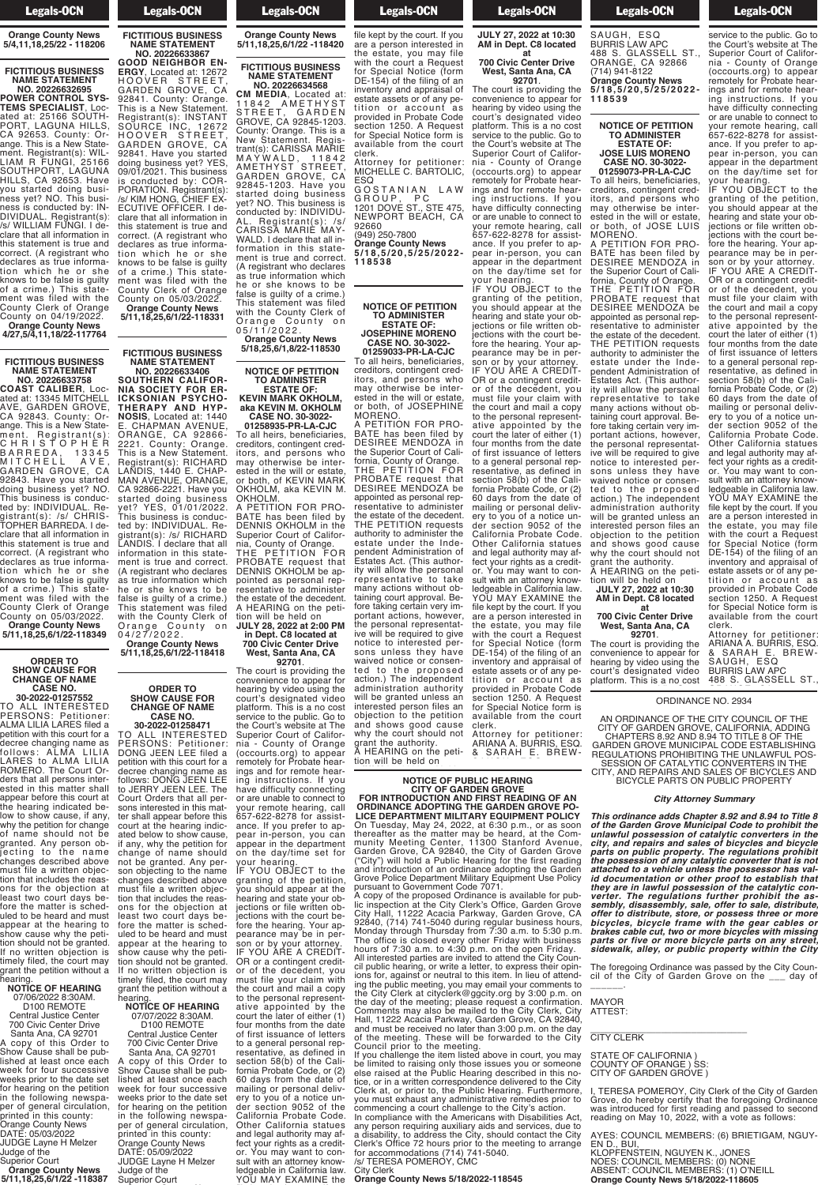**Orange County News 5/4,11,18,25/22 - 118206**

**FICTITIOUS BUSINESS NAME STATEMENT NO. 20226632695**

**POWER CONTROL SYSTEMS SPECIALIST**, Located at: 25166 SOUTHPORT, LAGUNA HILLS, CA 92653. County: Orange. This is a New Statement. Registrant(s): WILLIAM R FUNGI, 25166 SOUTHPORT, LAGUNA HILLS, CA 92653. Have you started doing business yet? NO. This business is conducted by: INDIVIDUAL. Registrant(s): /s/ WILLIAM FUNGI. I declare that all information in this statement is true and correct. (A registrant who declares as true information which he or she knows to be false is guilty of a crime.) This statement was filed with the County Clerk of Orange County on 04/19/2022.

**Orange County News 4/27,5/4,11,18/22-117764**

**FICTITIOUS BUSINESS NAME STATEMENT NO. 20226633758**

**COAST CALIBER**, Located at: 13345 MITCHELL AVE, GARDEN GROVE, CA 92843. County: Orange. This is a New Statement. Registrant(s): CHRISTOPHER BARREDA, 13345 MITCHELL AVE, GARDEN GROVE, CA 92843. Have you started doing business yet? NO. This business is conducted by: INDIVIDUAL. Registrant(s): /s/ CHRISTOPHER BARREDA. I declare that all information in this statement is true and correct. (A registrant who declares as true information which he or she knows to be false is guilty of a crime.) This statement was filed with the County Clerk of Orange County on 05/03/2022.

**Orange County News 5/11,18,25,6/1/22-118349**

**ORDER TO SHOW CAUSE FOR CHANGE OF NAME CASE NO. 30-2022-01257552**

TO ALL INTERESTED PERSONS: Petitioner: ALMA LILIA LARES filed a petition with this court for a decree changing name as follows: ALMA LILIA LARES to ALMA LILIA ROMERO. The Court Orders that all persons interested in this matter shall appear before this court at the hearing indicated below to show cause, if any, why the petition for change of name should not be granted. Any person objecting to the name changes described above must file a written objection that includes the reasons for the objection at least two court days before the matter is scheduled to be heard and must appear at the hearing to show cause why the petition should not be granted. If no written objection is timely filed, the court may grant the petition without a hearing.

**NOTICE OF HEARING**
07/06/2022 8:30AM.
D100 REMOTE
Central Justice Center
700 Civic Center Drive
Santa Ana, CA 92701

A copy of this Order to Show Cause shall be published at least once each week for four successive weeks prior to the date set for hearing on the petition in the following newspaper of general circulation, printed in this county: Orange County News
DATE: 05/03/2022
JUDGE Layne H Melzer
Judge of the Superior Court

**Orange County News 5/11,18,25,6/1/22 -118387**

**FICTITIOUS BUSINESS NAME STATEMENT NO. 20226633867**

**GOOD NEIGHBOR ENERGY**, Located at: 12672 HOOVER STREET, GARDEN GROVE, CA 92841. County: Orange. This is a New Statement. Registrant(s): INSTANT SOURCE INC, 12672 HOOVER STREET, GARDEN GROVE, CA 92841. Have you started doing business yet? YES, 09/01/2021. This business is conducted by: CORPORATION. Registrant(s): /s/ KIM HONG, CHIEF EXECUTIVE OFFICER. I declare that all information in this statement is true and correct. (A registrant who declares as true information which he or she knows to be false is guilty of a crime.) This statement was filed with the County Clerk of Orange County on 05/03/2022.

**Orange County News 5/11,18,25,6/1/22-118331**

**FICTITIOUS BUSINESS NAME STATEMENT NO. 20226633406**

**SOUTHERN CALIFORNIA SOCIETY FOR ERICKSONIAN PSYCHOTHERAPY AND HYPNOSIS**, Located at: 1440 E. CHAPMAN AVENUE, ORANGE, CA 92866-2221. County: Orange. This is a New Statement. Registrant(s): RICHARD LANDIS, 1440 E. CHAPMAN AVENUE, ORANGE, CA 92866-2221. Have you started doing business yet? YES, 01/01/2022. This business is conducted by: INDIVIDUAL. Registrant(s): /s/ RICHARD LANDIS. I declare that all information in this statement is true and correct. (A registrant who declares as true information which he or she knows to be false is guilty of a crime.) This statement was filed with the County Clerk of Orange County on 04/27/2022.

**Orange County News 5/11,18,25,6/1/22-118418**

**ORDER TO SHOW CAUSE FOR CHANGE OF NAME CASE NO. 30-2022-01258471**

TO ALL INTERESTED PERSONS: Petitioner: DONG JEEN LEE filed a petition with this court for a decree changing name as follows: DONG JEEN LEE to JERRY JEEN LEE. The Court Orders that all persons interested in this matter shall appear before this court at the hearing indicated below to show cause, if any, why the petition for change of name should not be granted. Any person objecting to the name changes described above must file a written objection that includes the reasons for the objection at least two court days before the matter is scheduled to be heard and must appear at the hearing to show cause why the petition should not be granted. If no written objection is timely filed, the court may grant the petition without a hearing.

**NOTICE OF HEARING**
07/07/2022 8:30AM.
D100 REMOTE
Central Justice Center
700 Civic Center Drive
Santa Ana, CA 92701

A copy of this Order to Show Cause shall be published at least once each week for four successive weeks prior to the date set for hearing on the petition in the following newspaper of general circulation, printed in this county: Orange County News
DATE: 05/09/2022
JUDGE Layne H Melzer
Judge of the Superior Court

**Orange County News 5/11,18,25,6/1/22 -118420**

**FICTITIOUS BUSINESS NAME STATEMENT NO. 20226634568**

**CM MEDIA**, Located at: 11842 AMETHYST STREET, GARDEN GROVE, CA 92845-1203. County: Orange. This is a New Statement. Registrant(s): CARISSA MARIE MAYWALD, 11842 AMETHYST STREET, GARDEN GROVE, CA 92845-1203. Have you started doing business yet? NO. This business is conducted by: INDIVIDUAL. Registrant(s): /s/ CARISSA MARIE MAYWALD. I declare that all information in this statement is true and correct. (A registrant who declares as true information which he or she knows to be false is guilty of a crime.) This statement was filed with the County Clerk of Orange County on 05/11/2022.

**Orange County News 5/18,25,6/1,8/22-118530**

**NOTICE OF PETITION TO ADMINISTER ESTATE OF: KEVIN MARK OKHOLM, aka KEVIN M. OKHOLM CASE NO. 30-2022-01258935-PR-LA-CJC**

To all heirs, beneficiaries, creditors, contingent creditors, and persons who may otherwise be interested in the will or estate, or both, of KEVIN MARK OKHOLM, aka KEVIN M. OKHOLM.

A PETITION FOR PROBATE has been filed by DENNIS OKHOLM in the Superior Court of California, County of Orange.

THE PETITION FOR PROBATE request that DENNIS OKHOLM be appointed as personal representative to administer the estate of the decedent.

A HEARING on the petition will be held on **JULY 28, 2022 at 2:00 PM in Dept. C8 located at 700 Civic Center Drive West, Santa Ana, CA 92701.**

The court is providing the convenience to appear for hearing by video using the court's designated video platform. This is a no cost service to the public. Go to the Court's website at The Superior Court of California - County of Orange (occourts.org) to appear remotely for Probate hearings and for remote hearing instructions. If you have difficulty connecting or are unable to connect to your remote hearing, call 657-622-8278 for assistance. If you prefer to appear in-person, you can appear in the department on the day/time set for your hearing.

IF YOU OBJECT to the granting of the petition, you should appear at the hearing and state your objections or file written objections with the court before the hearing. Your appearance may be in person or by your attorney.

IF YOU ARE A CREDITOR or a contingent creditor of the decedent, you must file your claim with the court and mail a copy to the personal representative appointed by the court within the later of either (1) four months from the date of first issuance of letters to a general personal representative, as defined in section 58(b) of the California Probate Code, or (2) 60 days from the date of mailing or personal delivery to you of a notice under section 9052 of the California Probate Code. Other California statues and legal authority may affect your rights as a creditor. You may want to consult with an attorney knowledgeable in California law. YOU MAY EXAMINE the file kept by the court. If you are a person interested in the estate, you may file with the court a Request for Special Notice (form DE-154) of the filing of an inventory and appraisal of estate assets or of any petition or account as provided in Probate Code section 1250. A Request for Special Notice form is available from the court clerk.

Attorney for petitioner:
MICHELLE C. BARTOLIC, ESQ
GOSTANIAN LAW GROUP, PC
1201 DOVE ST., STE 475, NEWPORT BEACH, CA 92660
(949) 250-7800

**Orange County News 5/18,5/20,5/25/2022-118538**

**NOTICE OF PETITION TO ADMINISTER ESTATE OF: JOSEPHINE MORENO CASE NO. 30-2022-01259033-PR-LA-CJC**

To all heirs, beneficiaries, creditors, contingent creditors, and persons who may otherwise be interested in the will or estate, or both, of JOSEPHINE MORENO.

A PETITION FOR PROBATE has been filed by DESIREE MENDOZA in the Superior Court of California, County of Orange.

THE PETITION FOR PROBATE request that DESIREE MENDOZA be appointed as personal representative to administer the estate of the decedent.

THE PETITION requests authority to administer the estate under the Independent Administration of Estates Act. (This authority will allow the personal representative to take many actions without obtaining court approval. Before taking certain very important actions, however, the personal representative will be required to give notice to interested persons unless they have waived notice or consented to the proposed action.) The independent administration authority will be granted unless an interested person files an objection to the petition and shows good cause why the court should not grant the authority.

A HEARING on the petition will be held on **JULY 27, 2022 at 10:30 AM in Dept. C8 located at 700 Civic Center Drive West, Santa Ana, CA 92701.**

The court is providing the convenience to appear for hearing by video using the court's designated video platform. This is a no cost service to the public. Go to the Court's website at The Superior Court of California - County of Orange (occourts.org) to appear remotely for Probate hearings and for remote hearing instructions. If you have difficulty connecting or are unable to connect to your remote hearing, call 657-622-8278 for assistance. If you prefer to appear in-person, you can appear in the department on the day/time set for your hearing.

IF YOU OBJECT to the granting of the petition, you should appear at the hearing and state your objections or file written objections with the court before the hearing. Your appearance may be in person or by your attorney.

IF YOU ARE A CREDITOR or a contingent creditor of the decedent, you must file your claim with the court and mail a copy to the personal representative appointed by the court within the later of either (1) four months from the date of first issuance of letters to a general personal representative, as defined in section 58(b) of the California Probate Code, or (2) 60 days from the date of mailing or personal delivery to you of a notice under section 9052 of the California Probate Code. Other California statues and legal authority may affect your rights as a creditor. You may want to consult with an attorney knowledgeable in California law. YOU MAY EXAMINE the file kept by the court. If you are a person interested in the estate, you may file with the court a Request for Special Notice (form DE-154) of the filing of an inventory and appraisal of estate assets or of any petition or account as provided in Probate Code section 1250. A Request for Special Notice form is available from the court clerk.

Attorney for petitioner:
ARIANA A. BURRIS, ESQ. & SARAH E. BREWSAUGH, ESQ
BURRIS LAW APC
488 S. GLASSELL ST., ORANGE, CA 92866
(714) 941-8122

**Orange County News 5/18,5/20,5/25/2022-118539**

**NOTICE OF PETITION TO ADMINISTER ESTATE OF: JOSE LUIS MORENO CASE NO. 30-2022-01259073-PR-LA-CJC**

To all heirs, beneficiaries, creditors, contingent creditors, and persons who may otherwise be interested in the will or estate, or both, of JOSE LUIS MORENO.

A PETITION FOR PROBATE has been filed by DESIREE MENDOZA in the Superior Court of California, County of Orange.

THE PETITION FOR PROBATE request that DESIREE MENDOZA be appointed as personal representative to administer the estate of the decedent.

THE PETITION requests authority to administer the estate under the Independent Administration of Estates Act. (This authority will allow the personal representative to take many actions without obtaining court approval. Before taking certain very important actions, however, the personal representative will be required to give notice to interested persons unless they have waived notice or consented to the proposed action.) The independent administration authority will be granted unless an interested person files an objection to the petition and shows good cause why the court should not grant the authority.

A HEARING on the petition will be held on **JULY 27, 2022 at 10:30 AM in Dept. C8 located at 700 Civic Center Drive West, Santa Ana, CA 92701.**

The court is providing the convenience to appear for hearing by video using the court's designated video platform. This is a no cost service to the public. Go to the Court's website at The Superior Court of California - County of Orange (occourts.org) to appear remotely for Probate hearings and for remote hearing instructions. If you have difficulty connecting or are unable to connect to your remote hearing, call 657-622-8278 for assistance. If you prefer to appear in-person, you can appear in the department on the day/time set for your hearing.

IF YOU OBJECT to the granting of the petition, you should appear at the hearing and state your objections or file written objections with the court before the hearing. Your appearance may be in person or by your attorney.

IF YOU ARE A CREDITOR or a contingent creditor of the decedent, you must file your claim with the court and mail a copy to the personal representative appointed by the court within the later of either (1) four months from the date of first issuance of letters to a general personal representative, as defined in section 58(b) of the California Probate Code, or (2) 60 days from the date of mailing or personal delivery to you of a notice under section 9052 of the California Probate Code. Other California statues and legal authority may affect your rights as a creditor. You may want to consult with an attorney knowledgeable in California law. YOU MAY EXAMINE the file kept by the court. If you are a person interested in the estate, you may file with the court a Request for Special Notice (form DE-154) of the filing of an inventory and appraisal of estate assets or of any petition or account as provided in Probate Code section 1250. A Request for Special Notice form is available from the court clerk.

Attorney for petitioner:
ARIANA A. BURRIS, ESQ. & SARAH E. BREWSAUGH, ESQ
BURRIS LAW APC
488 S. GLASSELL ST.,

**NOTICE OF PUBLIC HEARING CITY OF GARDEN GROVE FOR INTRODUCTION AND FIRST READING OF AN ORDINANCE ADOPTING THE GARDEN GROVE POLICE DEPARTMENT MILITARY EQUIPMENT POLICY**

On Tuesday, May 24, 2022, at 6:30 p.m., or as soon thereafter as the matter may be heard, at the Community Meeting Center, 11300 Stanford Avenue, Garden Grove, CA 92840, the City of Garden Grove ("City") will hold a Public Hearing for the first reading and introduction of an ordinance adopting the Garden Grove Police Department Military Equipment Use Policy pursuant to Government Code 7071.

A copy of the proposed Ordinance is available for public inspection at the City Clerk's Office, Garden Grove City Hall, 11222 Acacia Parkway, Garden Grove, CA 92840, (714) 741-5040 during regular business hours, Monday through Thursday from 7:30 a.m. to 5:30 p.m. The office is closed every other Friday with business hours of 7:30 a.m. to 4:30 p.m. on the open Friday.

All interested parties are invited to attend the City Council public hearing, or write a letter, to express their opinions for, against or neutral to this item. In lieu of attending the public meeting, you may email your comments to the City Clerk at cityclerk@ggcity.org by 3:00 p.m. on the day of the meeting; please request a confirmation. Comments may also be mailed to the City Clerk, City Hall, 11222 Acacia Parkway, Garden Grove, CA 92840, and must be received no later than 3:00 p.m. on the day of the meeting. These will be forwarded to the City Council prior to the meeting.

If you challenge the item listed above in court, you may be limited to raising only those issues you or someone else raised at the Public Hearing described in this notice, or in a written correspondence delivered to the City Clerk at, or prior to, the Public Hearing. Furthermore, you must exhaust any administrative remedies prior to commencing a court challenge to the City's action.

In compliance with the Americans with Disabilities Act, any person requiring auxiliary aids and services, due to a disability, to address the City, should contact the City Clerk's Office 72 hours prior to the meeting to arrange for accommodations (714) 741-5040.

/s/ TERESA POMEROY, CMC
City Clerk

**Orange County News 5/18/2022-118545**

ORDINANCE NO. 2934

AN ORDINANCE OF THE CITY COUNCIL OF THE CITY OF GARDEN GROVE, CALIFORNIA, ADDING CHAPTERS 8.92 AND 8.94 TO TITLE 8 OF THE GARDEN GROVE MUNICIPAL CODE ESTABLISHING REGULATIONS PROHIBITING THE UNLAWFUL POSSESSION OF CATALYTIC CONVERTERS IN THE CITY, AND REPAIRS AND SALES OF BICYCLES AND BICYCLE PARTS ON PUBLIC PROPERTY

*City Attorney Summary*

***This ordinance adds Chapter 8.92 and 8.94 to Title 8 of the Garden Grove Municipal Code to prohibit the unlawful possession of catalytic converters in the city, and repairs and sales of bicycles and bicycle parts on public property. The regulations prohibit the possession of any catalytic converter that is not attached to a vehicle unless the possessor has valid documentation or other proof to establish that they are in lawful possession of the catalytic converter. The regulations further prohibit the assembly, disassembly, sale, offer to sale, distribute, offer to distribute, store, or possess three or more bicycles, bicycle frame with the gear cables or brakes cable cut, two or more bicycles with missing parts or five or more bicycle parts on any street, sidewalk, alley, or public property within the City***

The foregoing Ordinance was passed by the City Council of the City of Garden Grove on the ___ day of ______.

MAYOR
ATTEST:

_______________
CITY CLERK

STATE OF CALIFORNIA )
COUNTY OF ORANGE ) SS:
CITY OF GARDEN GROVE )

I, TERESA POMEROY, City Clerk of the City of Garden Grove, do hereby certify that the foregoing Ordinance was introduced for first reading and passed to second reading on May 10, 2022, with a vote as follows:

AYES: COUNCIL MEMBERS: (6) BRIETIGAM, NGUYEN D., BUI, KLOPFENSTEIN, NGUYEN K., JONES
NOES: COUNCIL MEMBERS: (0) NONE
ABSENT: COUNCIL MEMBERS: (1) O'NEILL

**Orange County News 5/18/2022-118605**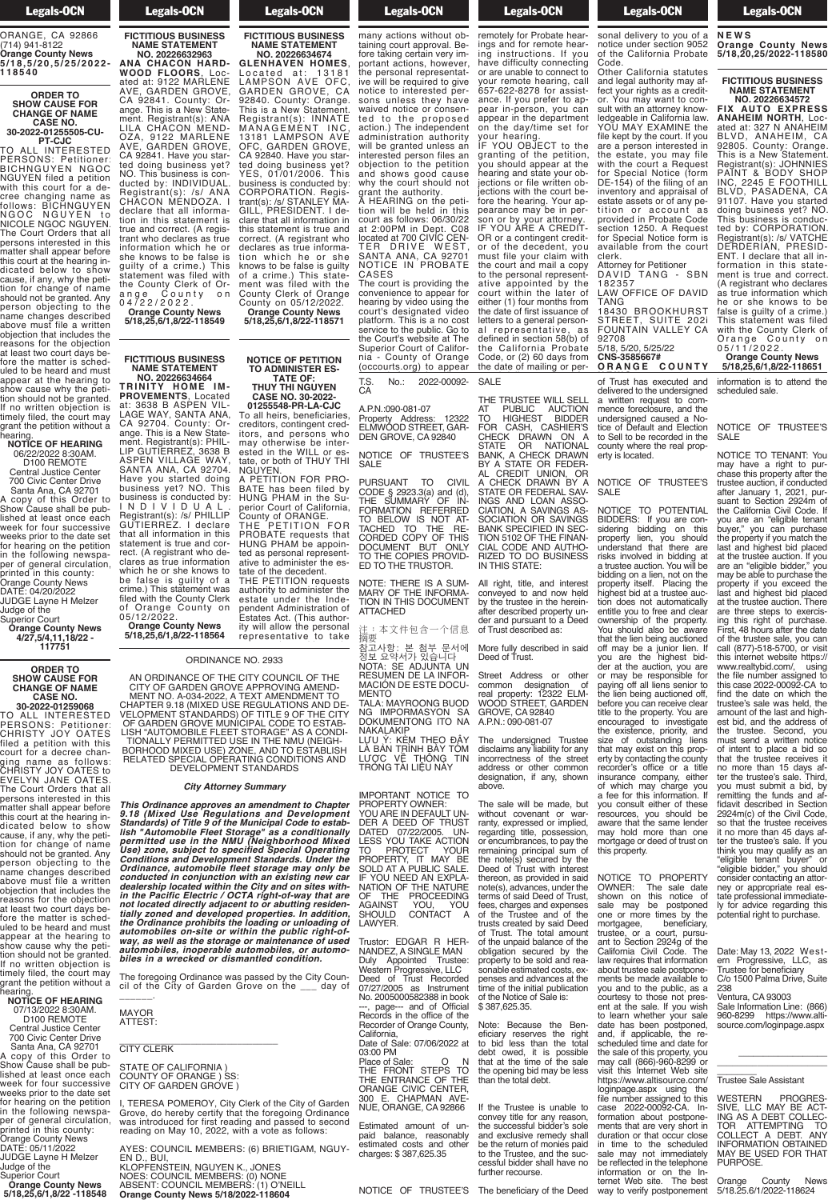ORANGE, CA 92866
(714) 941-8122
**Orange County News 5/18,5/20,5/25/2022-118540**

**ORDER TO SHOW CAUSE FOR CHANGE OF NAME CASE NO. 30-2022-01255505-CU-PT-CJC**

TO ALL INTERESTED PERSONS: Petitioner: BICHNGUYEN NGOC NGUYEN filed a petition with this court for a decree changing name as follows: BICHNGUYEN NGOC NGUYEN to NICOLE NGOC NGUYEN. The Court Orders that all persons interested in this matter shall appear before this court at the hearing indicated below to show cause, if any, why the petition for change of name should not be granted. Any person objecting to the name changes described above must file a written objection that includes the reasons for the objection at least two court days before the matter is scheduled to be heard and must appear at the hearing to show cause why the petition should not be granted. If no written objection is timely filed, the court may grant the petition without a hearing.

**NOTICE OF HEARING**
06/22/2022 8:30AM.
D100 REMOTE
Central Justice Center
700 Civic Center Drive
Santa Ana, CA 92701

A copy of this Order to Show Cause shall be published at least once each week for four successive weeks prior to the date set for hearing on the petition in the following newspaper of general circulation, printed in this county: Orange County News
DATE: 04/20/2022
JUDGE Layne H Melzer
Judge of the Superior Court
**Orange County News 4/27,5/4,11,18/22 - 117751**

**ORDER TO SHOW CAUSE FOR CHANGE OF NAME CASE NO. 30-2022-01259068**

TO ALL INTERESTED PERSONS: Petitioner: CHRISTY JOY OATES filed a petition with this court for a decree changing name as follows: CHRISTY JOY OATES to EVELYN JANE OATES. The Court Orders that all persons interested in this matter shall appear before this court at the hearing indicated below to show cause, if any, why the petition for change of name should not be granted. Any person objecting to the name changes described above must file a written objection that includes the reasons for the objection at least two court days before the matter is scheduled to be heard and must appear at the hearing to show cause why the petition should not be granted. If no written objection is timely filed, the court may grant the petition without a hearing.

**NOTICE OF HEARING**
07/13/2022 8:30AM.
D100 REMOTE
Central Justice Center
700 Civic Center Drive
Santa Ana, CA 92701

A copy of this Order to Show Cause shall be published at least once each week for four successive weeks prior to the date set for hearing on the petition in the following newspaper of general circulation, printed in this county: Orange County News
DATE: 05/11/2022
JUDGE Layne H Melzer
Judge of the Superior Court
**Orange County News 5/18,25,6/1,8/22 -118548**

**FICTITIOUS BUSINESS NAME STATEMENT NO. 20226632963**

**ANA CHACON HARDWOOD FLOORS**, Located at: 9122 MARLENE AVE, GARDEN GROVE, CA 92841. County: Orange. This is a New Statement. Registrant(s): ANA LILA CHACON MENDOZA, 9122 MARLENE AVE, GARDEN GROVE, CA 92841. Have you started doing business yet? NO. This business is conducted by: INDIVIDUAL. Registrant(s): /s/ ANA CHACON MENDOZA. I declare that all information in this statement is true and correct. (A registrant who declares as true information which he or she knows to be false is guilty of a crime.) This statement was filed with the County Clerk of Orange County on 04/22/2022.
**Orange County News 5/18,25,6/1,8/22-118549**

**FICTITIOUS BUSINESS NAME STATEMENT NO. 20226634664**

**TRINITY HOME IMPROVEMENTS**, Located at: 3638 B ASPEN VILLAGE WAY, SANTA ANA, CA 92704. County: Orange. This is a New Statement. Registrant(s): PHILLIP GUTIERREZ, 3638 B ASPEN VILLAGE WAY, SANTA ANA, CA 92704. Have you started doing business yet? NO. This business is conducted by: INDIVIDUAL. Registrant(s): /s/ PHILLIP GUTIERREZ. I declare that all information in this statement is true and correct. (A registrant who declares as true information which he or she knows to be false is guilty of a crime.) This statement was filed with the County Clerk of Orange County on 05/12/2022.
**Orange County News 5/18,25,6/1,8/22-118564**

**FICTITIOUS BUSINESS NAME STATEMENT NO. 20226634674**

**GLENHAVEN HOMES**, Located at: 13181 LAMPSON AVE OFC, GARDEN GROVE, CA 92840. County: Orange. This is a New Statement. Registrant(s): INNATE MANAGEMENT INC, 13181 LAMPSON AVE OFC, GARDEN GROVE, CA 92840. Have you started doing business yet? YES, 01/01/2006. This business is conducted by: CORPORATION. Registrant(s): /s/ STANLEY MAGILL, PRESIDENT. I declare that all information in this statement is true and correct. (A registrant who declares as true information which he or she knows to be false is guilty of a crime.) This statement was filed with the County Clerk of Orange County on 05/12/2022.
**Orange County News 5/18,25,6/1,8/22-118571**

**NOTICE OF PETITION TO ADMINISTER ESTATE OF: THUY THI NGUYEN CASE NO. 30-2022-01255548-PR-LA-CJC**

To all heirs, beneficiaries, creditors, contingent creditors, and persons who may otherwise be interested in the WILL or estate, or both of THUY THI NGUYEN.

A PETITION FOR PROBATE has been filed by HUNG PHAM in the Superior Court of California, County of ORANGE.

THE PETITION FOR PROBATE requests that HUNG PHAM be appointed as personal representative to administer the estate of the decedent.

THE PETITION requests authority to administer the estate under the Independent Administration of Estates Act. (This authority will allow the personal representative to take many actions without obtaining court approval. Before taking certain very important actions, however, the personal representative will be required to give notice to interested persons unless they have waived notice or consented to the proposed action.) The independent administration authority will be granted unless an interested person files an objection to the petition and shows good cause why the court should not grant the authority.

A HEARING on the petition will be held in this court as follows: 06/30/22 at 2:00PM in Dept. C08 located at 700 CIVIC CENTER DRIVE WEST, SANTA ANA, CA 92701

NOTICE IN PROBATE CASES

The court is providing the convenience to appear for hearing by video using the court's designated video platform. This is a no cost service to the public. Go to the Court's website at The Superior Court of California - County of Orange (occourts.org) to appear remotely for Probate hearings and for remote hearing instructions. If you have difficulty connecting or are unable to connect to your remote hearing, call 657-622-8278 for assistance. If you prefer to appear in-person, you can appear in the department on the day/time set for your hearing.

IF YOU OBJECT to the granting of the petition, you should appear at the hearing and state your objections or file written objections with the court before the hearing. Your appearance may be in person or by your attorney.

IF YOU ARE A CREDITOR or a contingent creditor of the decedent, you must file your claim with the court and mail a copy to the personal representative appointed by the court within the later of either (1) four months from the date of first issuance of letters to a general personal representative, as defined in section 58(b) of the California Probate Code, or (2) 60 days from the date of mailing or personal delivery to you of a notice under section 9052 of the California Probate Code.

Other California statutes and legal authority may affect your rights as a creditor. You may want to consult with an attorney knowledgeable in California law.

YOU MAY EXAMINE the file kept by the court. If you are a person interested in the estate, you may file with the court a Request for Special Notice (form DE-154) of the filing of an inventory and appraisal of estate assets or of any petition or account as provided in Probate Code section 1250. A Request for Special Notice form is available from the court clerk.

Attorney for Petitioner
DAVID TANG - SBN 182357
LAW OFFICE OF DAVID TANG
18430 BROOKHURST STREET, SUITE 202i
FOUNTAIN VALLEY CA 92708
5/18, 5/20, 5/25/22
**CNS-3585667#**
**ORANGE COUNTY NEWS**
**Orange County News 5/18,20,25/2022-118580**

**FICTITIOUS BUSINESS NAME STATEMENT NO. 20226634572**

**FIX AUTO EXPRESS ANAHEIM NORTH**, Located at: 327 N ANAHEIM BLVD, ANAHEIM, CA 92805. County: Orange. This is a New Statement. Registrant(s): JOHNNIES PAINT & BODY SHOP INC, 2245 E FOOTHILL BLVD, PASADENA, CA 91107. Have you started doing business yet? NO. This business is conducted by: CORPORATION. Registrant(s): /s/ VATCHE DERDERIAN, PRESIDENT. I declare that all information in this statement is true and correct. (A registrant who declares as true information which he or she knows to be false is guilty of a crime.) This statement was filed with the County Clerk of Orange County on 05/11/2022.
**Orange County News 5/18,25,6/1,8/22-118651**

**ORDINANCE NO. 2933**

AN ORDINANCE OF THE CITY COUNCIL OF THE CITY OF GARDEN GROVE APPROVING AMENDMENT NO. A-034-2022, A TEXT AMENDMENT TO CHAPTER 9.18 (MIXED USE REGULATIONS AND DEVELOPMENT STANDARDS) OF TITLE 9 OF THE CITY OF GARDEN GROVE MUNICIPAL CODE TO ESTABLISH "AUTOMOBILE FLEET STORAGE" AS A CONDITIONALLY PERMITTED USE IN THE NMU (NEIGHBORHOOD MIXED USE) ZONE, AND TO ESTABLISH RELATED SPECIAL OPERATING CONDITIONS AND DEVELOPMENT STANDARDS

***City Attorney Summary***

***This Ordinance approves an amendment to Chapter 9.18 (Mixed Use Regulations and Development Standards) of Title 9 of the Municipal Code to establish "Automobile Fleet Storage" as a conditionally permitted use in the NMU (Neighborhood Mixed Use) zone, subject to specified Special Operating Conditions and Development Standards. Under the Ordinance, automobile fleet storage may only be conducted in conjunction with an existing new car dealership located within the City and on sites within the Pacific Electric / OCTA right-of-way that are not located directly adjacent to or abutting residentially zoned and developed properties. In addition, the Ordinance prohibits the loading or unloading of automobiles on-site or within the public right-of-way, as well as the storage or maintenance of used automobiles, inoperable automobiles, or automobiles in a wrecked or dismantled condition.***

The foregoing Ordinance was passed by the City Council of the City of Garden Grove on the ___ day of ______.

MAYOR
ATTEST:

______________________
CITY CLERK

STATE OF CALIFORNIA )
COUNTY OF ORANGE ) SS:
CITY OF GARDEN GROVE )

I, TERESA POMEROY, City Clerk of the City of Garden Grove, do hereby certify that the foregoing Ordinance was introduced for first reading and passed to second reading on May 10, 2022, with a vote as follows:

AYES: COUNCIL MEMBERS: (6) BRIETIGAM, NGUYEN D., BUI, KLOPFENSTEIN, NGUYEN K., JONES
NOES: COUNCIL MEMBERS: (0) NONE
ABSENT: COUNCIL MEMBERS: (1) O'NEILL
**Orange County News 5/18/2022-118604**

T.S. No.: 2022-00092-CA

A.P.N.:090-081-07
Property Address: 12322 ELMWOOD STREET, GARDEN GROVE, CA 92840

NOTICE OF TRUSTEE'S SALE

PURSUANT TO CIVIL CODE § 2923.3(a) and (d), THE SUMMARY OF INFORMATION REFERRED TO BELOW IS NOT ATTACHED TO THE RECORDED COPY OF THIS DOCUMENT BUT ONLY TO THE COPIES PROVIDED TO THE TRUSTOR.

NOTE: THERE IS A SUMMARY OF THE INFORMATION IN THIS DOCUMENT ATTACHED

注：本文件包含一个信息摘要
참고사항: 본 첨부 문서에 정보 요약서가 있습니다
NOTA: SE ADJUNTA UN RESUMEN DE LA INFORMACIÓN DE ESTE DOCUMENTO
TALA: MAYROONG BUOD NG IMPORMASYON SA DOKUMENTONG ITO NA NAKALAKIP
LƯU Ý: KÈM THEO ĐÂY LÀ BẢN TRÌNH BÀY TÓM LƯỢC VỀ THÔNG TIN TRONG TÀI LIỆU NÀY

IMPORTANT NOTICE TO PROPERTY OWNER:
YOU ARE IN DEFAULT UNDER A DEED OF TRUST DATED 07/22/2005. UNLESS YOU TAKE ACTION TO PROTECT YOUR PROPERTY, IT MAY BE SOLD AT A PUBLIC SALE. IF YOU NEED AN EXPLANATION OF THE NATURE OF THE PROCEEDING AGAINST YOU, YOU SHOULD CONTACT A LAWYER.

Trustor: EDGAR R HERNANDEZ, A SINGLE MAN
Duly Appointed Trustee: Western Progressive, LLC
Deed of Trust Recorded 07/27/2005 as Instrument No. 2005000582388 in book ---, page--- and of Official Records in the office of the Recorder of Orange County, California,
Date of Sale: 07/06/2022 at 03:00 PM
Place of Sale: ON THE FRONT STEPS TO THE ENTRANCE OF THE ORANGE CIVIC CENTER, 300 E. CHAPMAN AVENUE, ORANGE, CA 92866
Estimated amount of unpaid balance, reasonably estimated costs and other charges: $ 387,625.35

NOTICE OF TRUSTEE'S SALE

THE TRUSTEE WILL SELL AT PUBLIC AUCTION TO HIGHEST BIDDER FOR CASH, CASHIER'S CHECK DRAWN ON A STATE OR NATIONAL BANK, A CHECK DRAWN BY A STATE OR FEDERAL CREDIT UNION, OR A CHECK DRAWN BY A STATE OR FEDERAL SAVINGS AND LOAN ASSOCIATION, A SAVINGS ASSOCIATION OR SAVINGS BANK SPECIFIED IN SECTION 5102 OF THE FINANCIAL CODE AND AUTHORIZED TO DO BUSINESS IN THIS STATE:

All right, title, and interest conveyed to and now held by the trustee in the hereinafter described property under and pursuant to a Deed of Trust described as:

More fully described in said Deed of Trust.

Street Address or other common designation of real property: 12322 ELMWOOD STREET, GARDEN GROVE, CA 92840
A.P.N.: 090-081-07

The undersigned Trustee disclaims any liability for any incorrectness of the street address or other common designation, if any, shown above.

The sale will be made, but without covenant or warranty, expressed or implied, regarding title, possession, or encumbrances, to pay the remaining principal sum of the note(s) secured by the Deed of Trust with interest thereon, as provided in said note(s), advances, under the terms of said Deed of Trust, fees, charges and expenses of the Trustee and of the trusts created by said Deed of Trust. The total amount of the unpaid balance of the obligation secured by the property to be sold and reasonable estimated costs, expenses and advances at the time of the initial publication of the Notice of Sale is: $ 387,625.35.

Note: Because the Beneficiary reserves the right to bid less than the total debt owed, it is possible that at the time of the sale the opening bid may be less than the total debt.

If the Trustee is unable to convey title for any reason, the successful bidder's sole and exclusive remedy shall be the return of monies paid to the Trustee, and the successful bidder shall have no further recourse.

The beneficiary of the Deed of Trust has executed and delivered to the undersigned a written request to commence foreclosure, and the undersigned caused a Notice of Default and Election to Sell to be recorded in the county where the real property is located.

NOTICE OF TRUSTEE'S SALE

NOTICE TO POTENTIAL BIDDERS: If you are considering bidding on this property lien, you should understand that there are risks involved in bidding at a trustee auction. You will be bidding on a lien, not on the property itself. Placing the highest bid at a trustee auction does not automatically entitle you to free and clear ownership of the property. You should also be aware that the lien being auctioned off may be a junior lien. If you are the highest bidder at the auction, you are or may be responsible for paying off all liens senior to the lien being auctioned off, before you can receive clear title to the property. You are encouraged to investigate the existence, priority, and size of outstanding liens that may exist on this property by contacting the county recorder's office or a title insurance company, either of which may charge you a fee for this information. If you consult either of these resources, you should be aware that the same lender may hold more than one mortgage or deed of trust on this property.

NOTICE TO PROPERTY OWNER: The sale date shown on this notice of sale may be postponed one or more times by the mortgagee, beneficiary, trustee, or a court, pursuant to Section 2924g of the California Civil Code. The law requires that information about trustee sale postponements be made available to you and to the public, as a courtesy to those not present at the sale. If you wish to learn whether your sale date has been postponed, and, if applicable, the rescheduled time and date for the sale of this property, you may call (866)-960-8299 or visit this Internet Web site https://www.altisource.com/loginpage.aspx using the file number assigned to this case 2022-00092-CA. Information about postponements that are very short in duration or that occur close in time to the scheduled sale may not immediately be reflected in the telephone information or on the Internet Web site. The best way to verify postponement information is to attend the scheduled sale.

NOTICE OF TRUSTEE'S SALE

NOTICE TO TENANT: You may have a right to purchase this property after the trustee auction, if conducted after January 1, 2021, pursuant to Section 2924m of the California Civil Code. If you are an "eligible tenant buyer," you can purchase the property if you match the last and highest bid placed at the trustee auction. If you are an "eligible bidder," you may be able to purchase the property if you exceed the last and highest bid placed at the trustee auction. There are three steps to exercising this right of purchase. First, 48 hours after the date of the trustee sale, you can call (877)-518-5700, or visit this internet website https://www.realtybid.com/, using the file number assigned to this case 2022-00092-CA to find the date on which the trustee's sale was held, the amount of the last and highest bid, and the address of the trustee. Second, you must send a written notice of intent to place a bid so that the trustee receives it no more than 15 days after the trustee's sale. Third, you must submit a bid, by remitting the funds and affidavit described in Section 2924m(c) of the Civil Code, so that the trustee receives it no more than 45 days after the trustee's sale. If you think you may qualify as an "eligible tenant buyer" or "eligible bidder," you should consider contacting an attorney or appropriate real estate professional immediately for advice regarding this potential right to purchase.

Date: May 13, 2022 Western Progressive, LLC, as Trustee for beneficiary
C/o 1500 Palma Drive, Suite 238
Ventura, CA 93003
Sale Information Line: (866) 960-8299 https://www.altisource.com/loginpage.aspx

______________________
Trustee Sale Assistant

WESTERN PROGRESSIVE, LLC MAY BE ACTING AS A DEBT COLLECTOR ATTEMPTING TO COLLECT A DEBT. ANY INFORMATION OBTAINED MAY BE USED FOR THAT PURPOSE.

Orange County News 5/18,25,6/1/2022-118410